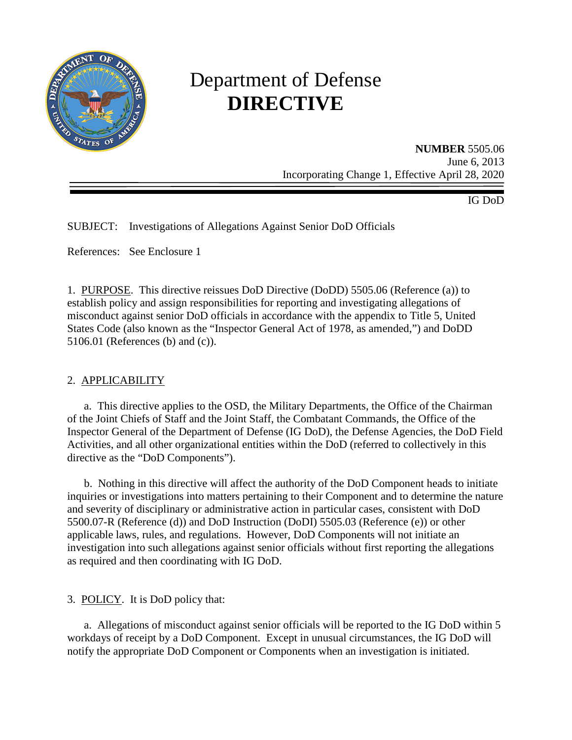# Department of Defense
# **DIRECTIVE**

**NUMBER** 5505.06
June 6, 2013
Incorporating Change 1, Effective April 28, 2020

IG DoD

SUBJECT: Investigations of Allegations Against Senior DoD Officials

References: See Enclosure 1

1. PURPOSE. This directive reissues DoD Directive (DoDD) 5505.06 (Reference (a)) to establish policy and assign responsibilities for reporting and investigating allegations of misconduct against senior DoD officials in accordance with the appendix to Title 5, United States Code (also known as the "Inspector General Act of 1978, as amended,") and DoDD 5106.01 (References (b) and (c)).

2. APPLICABILITY

a. This directive applies to the OSD, the Military Departments, the Office of the Chairman of the Joint Chiefs of Staff and the Joint Staff, the Combatant Commands, the Office of the Inspector General of the Department of Defense (IG DoD), the Defense Agencies, the DoD Field Activities, and all other organizational entities within the DoD (referred to collectively in this directive as the "DoD Components").

b. Nothing in this directive will affect the authority of the DoD Component heads to initiate inquiries or investigations into matters pertaining to their Component and to determine the nature and severity of disciplinary or administrative action in particular cases, consistent with DoD 5500.07-R (Reference (d)) and DoD Instruction (DoDI) 5505.03 (Reference (e)) or other applicable laws, rules, and regulations. However, DoD Components will not initiate an investigation into such allegations against senior officials without first reporting the allegations as required and then coordinating with IG DoD.

3. POLICY. It is DoD policy that:

a. Allegations of misconduct against senior officials will be reported to the IG DoD within 5 workdays of receipt by a DoD Component. Except in unusual circumstances, the IG DoD will notify the appropriate DoD Component or Components when an investigation is initiated.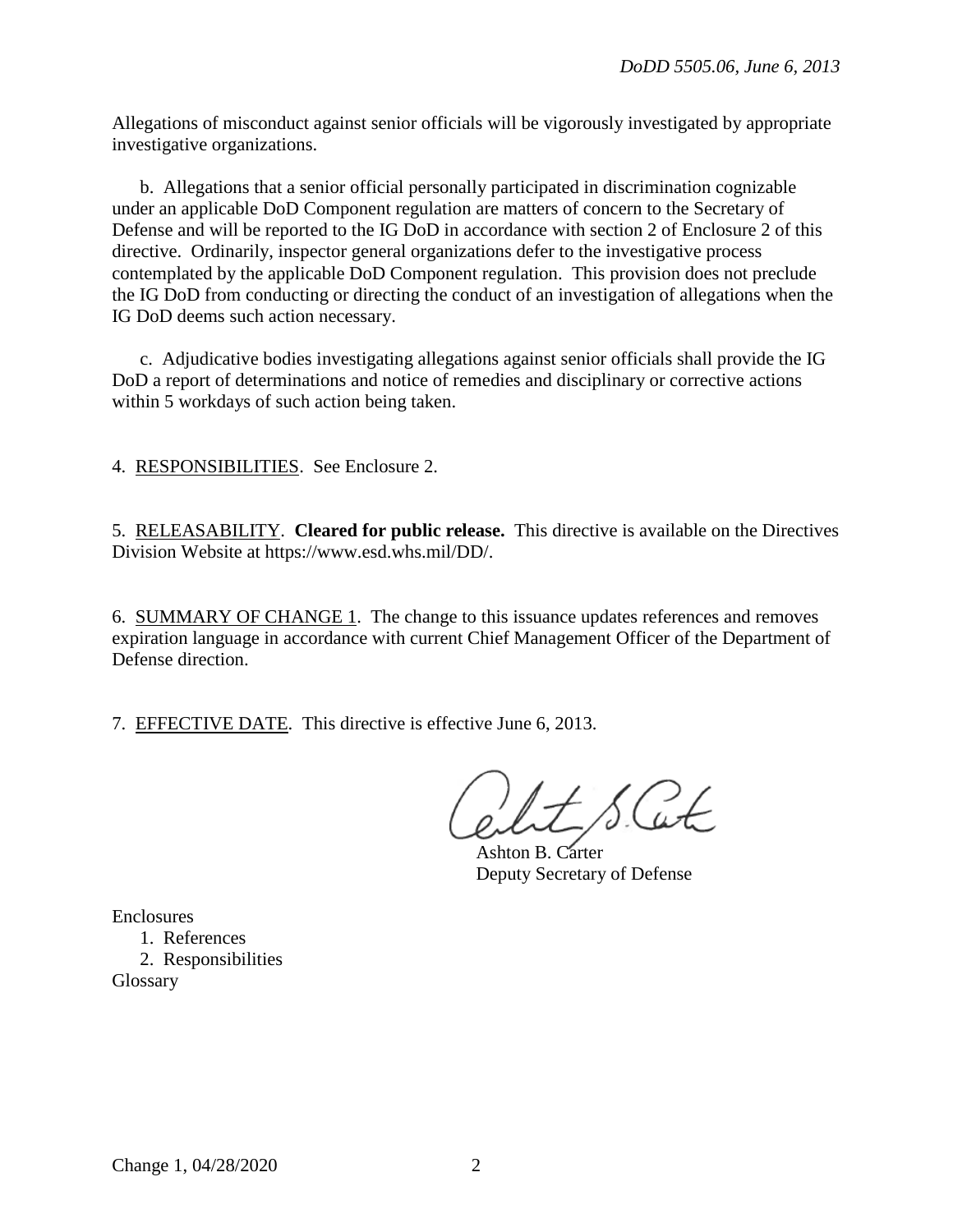Allegations of misconduct against senior officials will be vigorously investigated by appropriate investigative organizations.

b. Allegations that a senior official personally participated in discrimination cognizable under an applicable DoD Component regulation are matters of concern to the Secretary of Defense and will be reported to the IG DoD in accordance with section 2 of Enclosure 2 of this directive. Ordinarily, inspector general organizations defer to the investigative process contemplated by the applicable DoD Component regulation. This provision does not preclude the IG DoD from conducting or directing the conduct of an investigation of allegations when the IG DoD deems such action necessary.

c. Adjudicative bodies investigating allegations against senior officials shall provide the IG DoD a report of determinations and notice of remedies and disciplinary or corrective actions within 5 workdays of such action being taken.

4. RESPONSIBILITIES. See Enclosure 2.

5. RELEASABILITY. **Cleared for public release.** This directive is available on the Directives Division Website at https://www.esd.whs.mil/DD/.

6. SUMMARY OF CHANGE 1. The change to this issuance updates references and removes expiration language in accordance with current Chief Management Officer of the Department of Defense direction.

7. EFFECTIVE DATE. This directive is effective June 6, 2013.

Ashton B. Carter
Deputy Secretary of Defense

Enclosures
1. References
2. Responsibilities

Glossary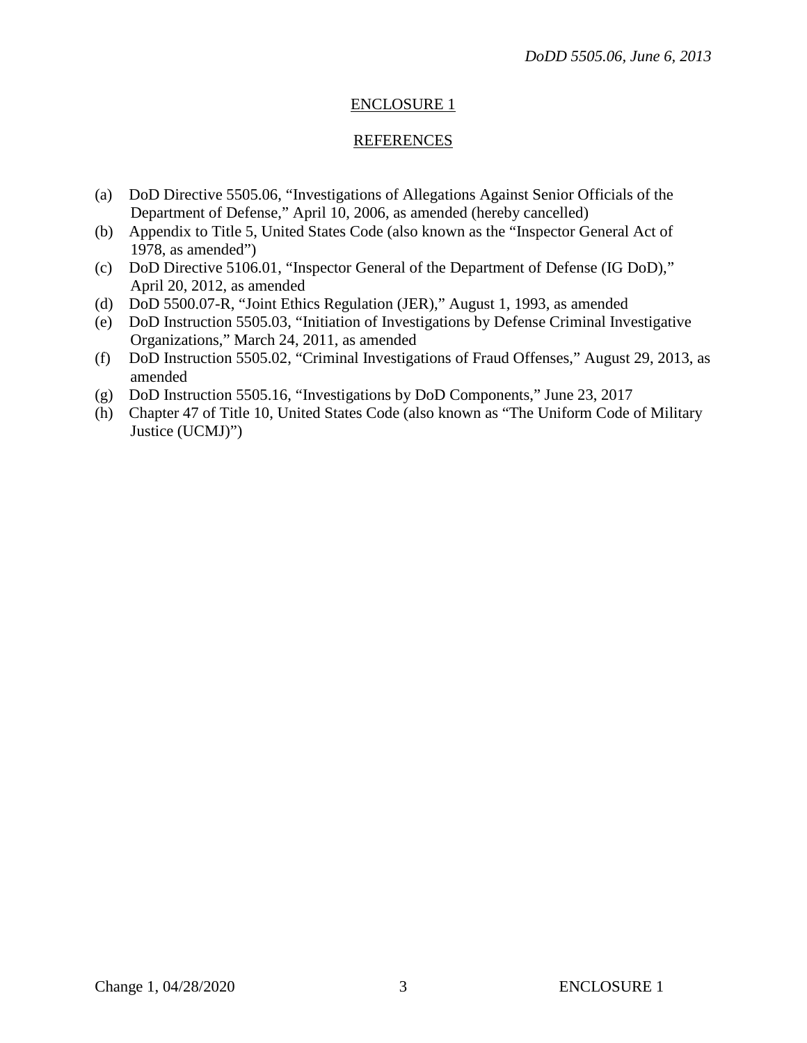## ENCLOSURE 1

## REFERENCES

(a) DoD Directive 5505.06, "Investigations of Allegations Against Senior Officials of the Department of Defense," April 10, 2006, as amended (hereby cancelled)
(b) Appendix to Title 5, United States Code (also known as the "Inspector General Act of 1978, as amended")
(c) DoD Directive 5106.01, "Inspector General of the Department of Defense (IG DoD)," April 20, 2012, as amended
(d) DoD 5500.07-R, "Joint Ethics Regulation (JER)," August 1, 1993, as amended
(e) DoD Instruction 5505.03, "Initiation of Investigations by Defense Criminal Investigative Organizations," March 24, 2011, as amended
(f) DoD Instruction 5505.02, "Criminal Investigations of Fraud Offenses," August 29, 2013, as amended
(g) DoD Instruction 5505.16, "Investigations by DoD Components," June 23, 2017
(h) Chapter 47 of Title 10, United States Code (also known as "The Uniform Code of Military Justice (UCMJ)")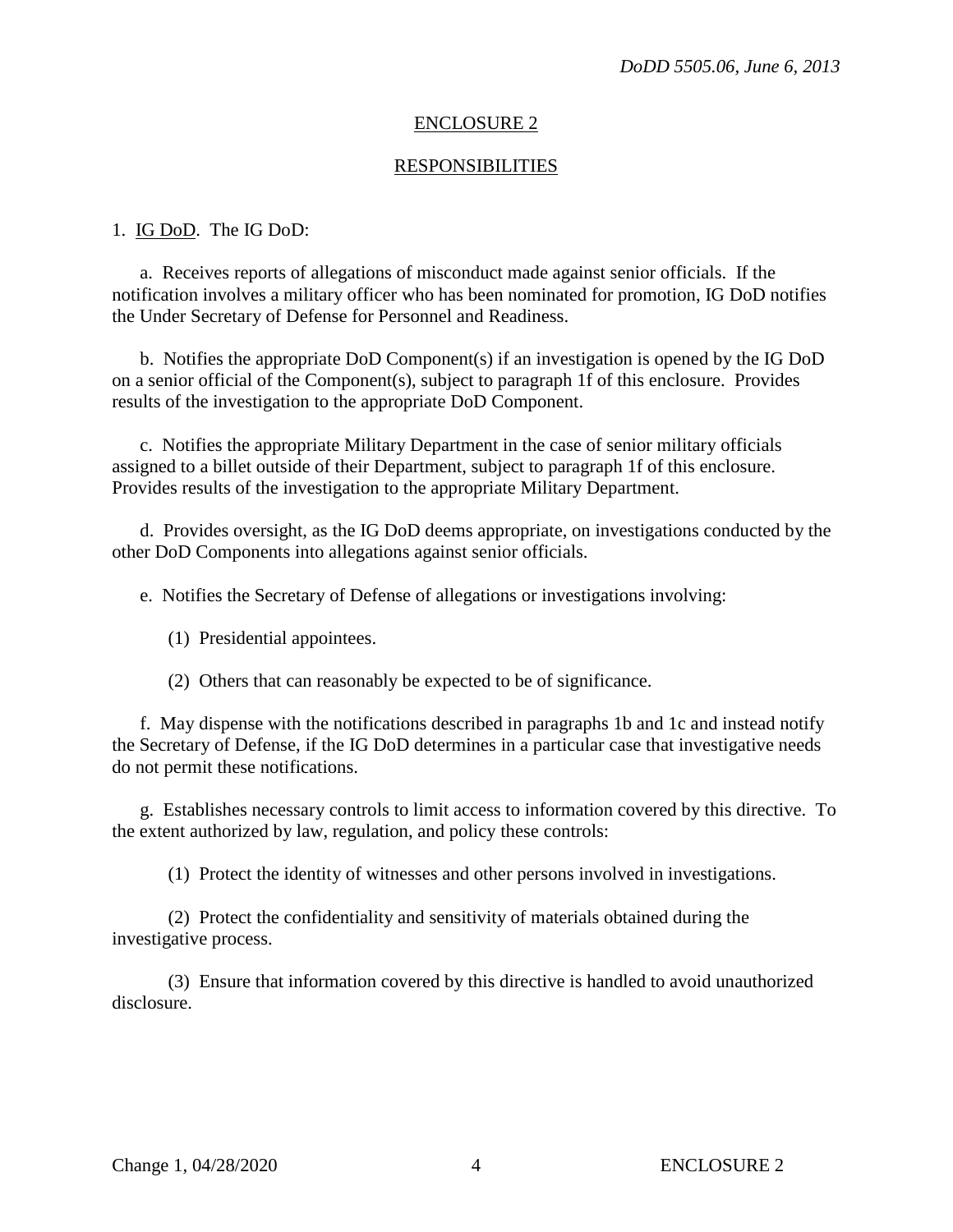## ENCLOSURE 2

## RESPONSIBILITIES

1. IG DoD. The IG DoD:

a. Receives reports of allegations of misconduct made against senior officials. If the notification involves a military officer who has been nominated for promotion, IG DoD notifies the Under Secretary of Defense for Personnel and Readiness.

b. Notifies the appropriate DoD Component(s) if an investigation is opened by the IG DoD on a senior official of the Component(s), subject to paragraph 1f of this enclosure. Provides results of the investigation to the appropriate DoD Component.

c. Notifies the appropriate Military Department in the case of senior military officials assigned to a billet outside of their Department, subject to paragraph 1f of this enclosure. Provides results of the investigation to the appropriate Military Department.

d. Provides oversight, as the IG DoD deems appropriate, on investigations conducted by the other DoD Components into allegations against senior officials.

e. Notifies the Secretary of Defense of allegations or investigations involving:

(1) Presidential appointees.

(2) Others that can reasonably be expected to be of significance.

f. May dispense with the notifications described in paragraphs 1b and 1c and instead notify the Secretary of Defense, if the IG DoD determines in a particular case that investigative needs do not permit these notifications.

g. Establishes necessary controls to limit access to information covered by this directive. To the extent authorized by law, regulation, and policy these controls:

(1) Protect the identity of witnesses and other persons involved in investigations.

(2) Protect the confidentiality and sensitivity of materials obtained during the investigative process.

(3) Ensure that information covered by this directive is handled to avoid unauthorized disclosure.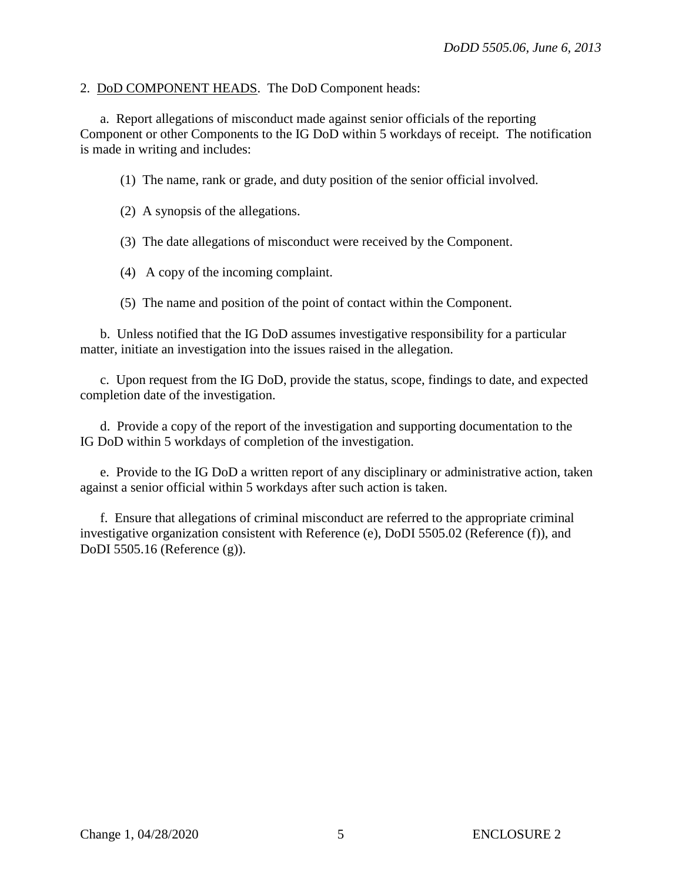2. DoD COMPONENT HEADS. The DoD Component heads:

a. Report allegations of misconduct made against senior officials of the reporting Component or other Components to the IG DoD within 5 workdays of receipt. The notification is made in writing and includes:

(1) The name, rank or grade, and duty position of the senior official involved.

(2) A synopsis of the allegations.

(3) The date allegations of misconduct were received by the Component.

(4) A copy of the incoming complaint.

(5) The name and position of the point of contact within the Component.

b. Unless notified that the IG DoD assumes investigative responsibility for a particular matter, initiate an investigation into the issues raised in the allegation.

c. Upon request from the IG DoD, provide the status, scope, findings to date, and expected completion date of the investigation.

d. Provide a copy of the report of the investigation and supporting documentation to the IG DoD within 5 workdays of completion of the investigation.

e. Provide to the IG DoD a written report of any disciplinary or administrative action, taken against a senior official within 5 workdays after such action is taken.

f. Ensure that allegations of criminal misconduct are referred to the appropriate criminal investigative organization consistent with Reference (e), DoDI 5505.02 (Reference (f)), and DoDI 5505.16 (Reference (g)).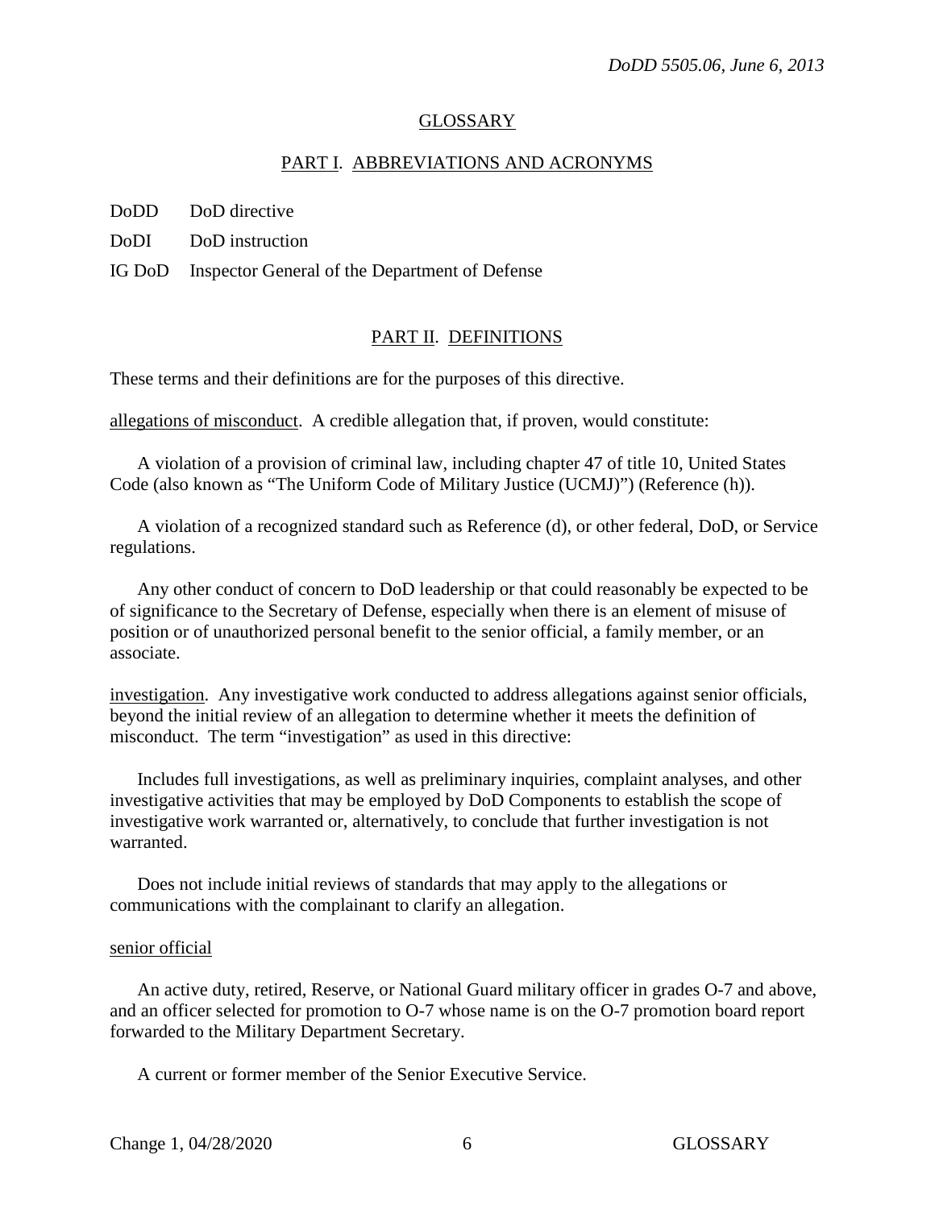## GLOSSARY

### PART I. ABBREVIATIONS AND ACRONYMS

DoDD DoD directive

DoDI DoD instruction

IG DoD Inspector General of the Department of Defense

### PART II. DEFINITIONS

These terms and their definitions are for the purposes of this directive.

allegations of misconduct. A credible allegation that, if proven, would constitute:

A violation of a provision of criminal law, including chapter 47 of title 10, United States Code (also known as "The Uniform Code of Military Justice (UCMJ)") (Reference (h)).

A violation of a recognized standard such as Reference (d), or other federal, DoD, or Service regulations.

Any other conduct of concern to DoD leadership or that could reasonably be expected to be of significance to the Secretary of Defense, especially when there is an element of misuse of position or of unauthorized personal benefit to the senior official, a family member, or an associate.

investigation. Any investigative work conducted to address allegations against senior officials, beyond the initial review of an allegation to determine whether it meets the definition of misconduct. The term "investigation" as used in this directive:

Includes full investigations, as well as preliminary inquiries, complaint analyses, and other investigative activities that may be employed by DoD Components to establish the scope of investigative work warranted or, alternatively, to conclude that further investigation is not warranted.

Does not include initial reviews of standards that may apply to the allegations or communications with the complainant to clarify an allegation.

senior official

An active duty, retired, Reserve, or National Guard military officer in grades O-7 and above, and an officer selected for promotion to O-7 whose name is on the O-7 promotion board report forwarded to the Military Department Secretary.

A current or former member of the Senior Executive Service.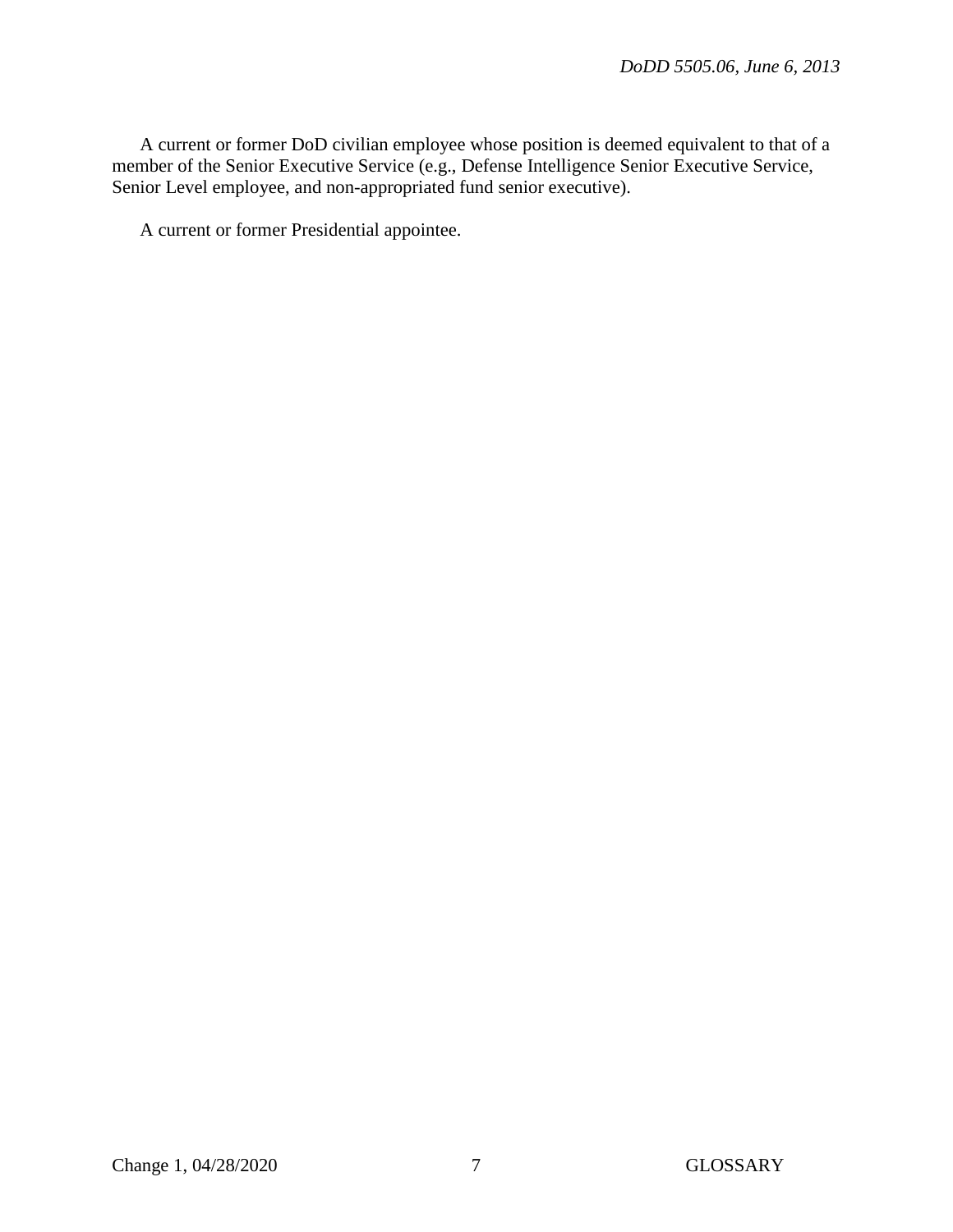A current or former DoD civilian employee whose position is deemed equivalent to that of a member of the Senior Executive Service (e.g., Defense Intelligence Senior Executive Service, Senior Level employee, and non-appropriated fund senior executive).

A current or former Presidential appointee.